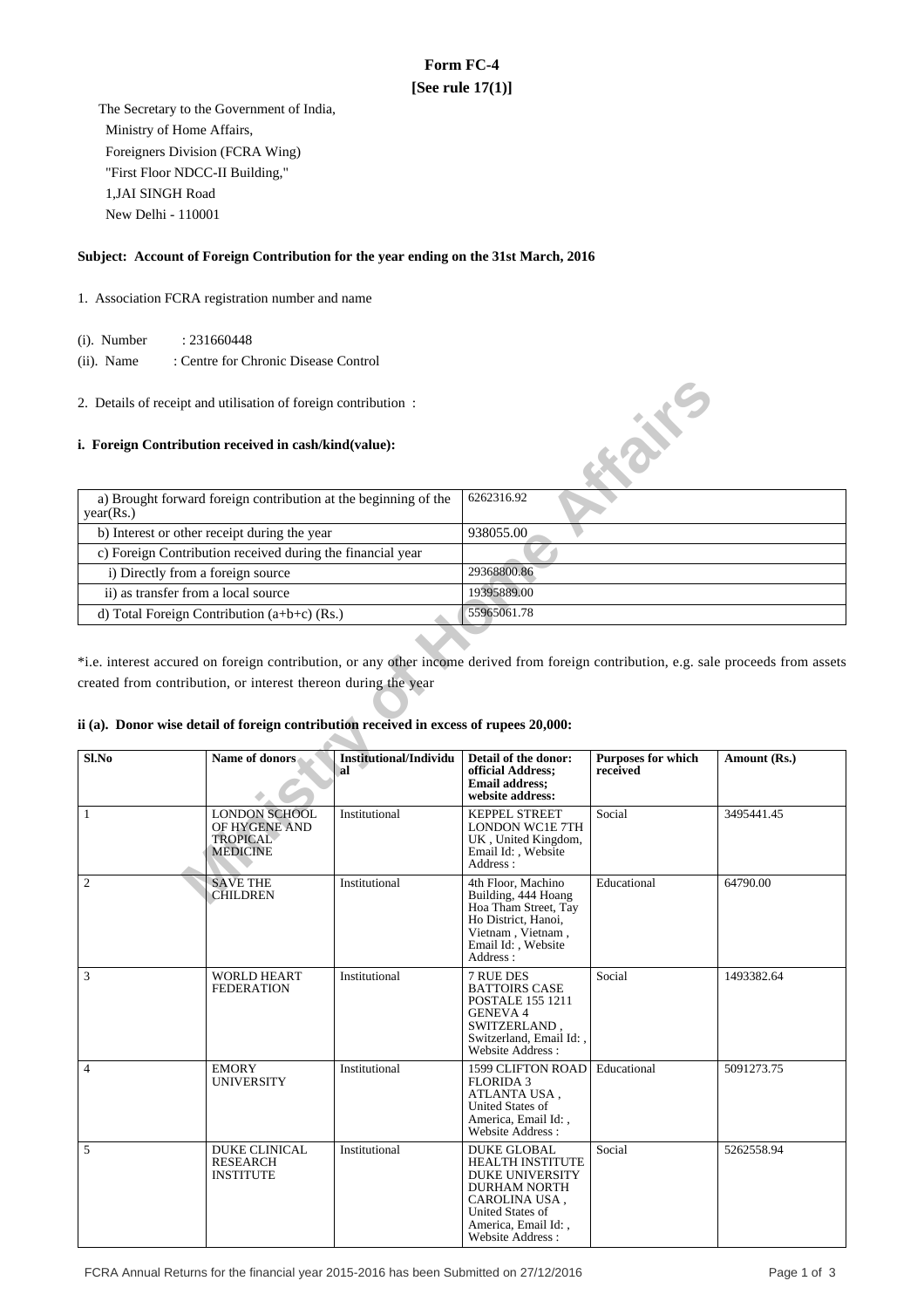# Form FC-4
## [See rule 17(1)]

The Secretary to the Government of India,
Ministry of Home Affairs,
Foreigners Division (FCRA Wing)
"First Floor NDCC-II Building,"
1,JAI SINGH Road
New Delhi - 110001

**Subject: Account of Foreign Contribution for the year ending on the 31st March, 2016**

1. Association FCRA registration number and name

(i). Number : 231660448

(ii). Name : Centre for Chronic Disease Control

2. Details of receipt and utilisation of foreign contribution :

**i. Foreign Contribution received in cash/kind(value):**

| | |
|---|---|
| a) Brought forward foreign contribution at the beginning of the year(Rs.) | 6262316.92 |
| b) Interest or other receipt during the year | 938055.00 |
| c) Foreign Contribution received during the financial year | |
| i) Directly from a foreign source | 29368800.86 |
| ii) as transfer from a local source | 19395889.00 |
| d) Total Foreign Contribution (a+b+c) (Rs.) | 55965061.78 |

*i.e. interest accured on foreign contribution, or any other income derived from foreign contribution, e.g. sale proceeds from assets created from contribution, or interest thereon during the year

**ii (a). Donor wise detail of foreign contribution received in excess of rupees 20,000:**

| Sl.No | Name of donors | Institutional/Individual | Detail of the donor: official Address; Email address; website address: | Purposes for which received | Amount (Rs.) |
|---|---|---|---|---|---|
| 1 | LONDON SCHOOL OF HYGENE AND TROPICAL MEDICINE | Institutional | KEPPEL STREET LONDON WC1E 7TH UK , United Kingdom, Email Id: , Website Address : | Social | 3495441.45 |
| 2 | SAVE THE CHILDREN | Institutional | 4th Floor, Machino Building, 444 Hoang Hoa Tham Street, Tay Ho District, Hanoi, Vietnam , Vietnam , Email Id: , Website Address : | Educational | 64790.00 |
| 3 | WORLD HEART FEDERATION | Institutional | 7 RUE DES BATTOIRS CASE POSTALE 155 1211 GENEVA 4 SWITZERLAND , Switzerland, Email Id: , Website Address : | Social | 1493382.64 |
| 4 | EMORY UNIVERSITY | Institutional | 1599 CLIFTON ROAD FLORIDA 3 ATLANTA USA , United States of America, Email Id: , Website Address : | Educational | 5091273.75 |
| 5 | DUKE CLINICAL RESEARCH INSTITUTE | Institutional | DUKE GLOBAL HEALTH INSTITUTE DUKE UNIVERSITY DURHAM NORTH CAROLINA USA , United States of America, Email Id: , Website Address : | Social | 5262558.94 |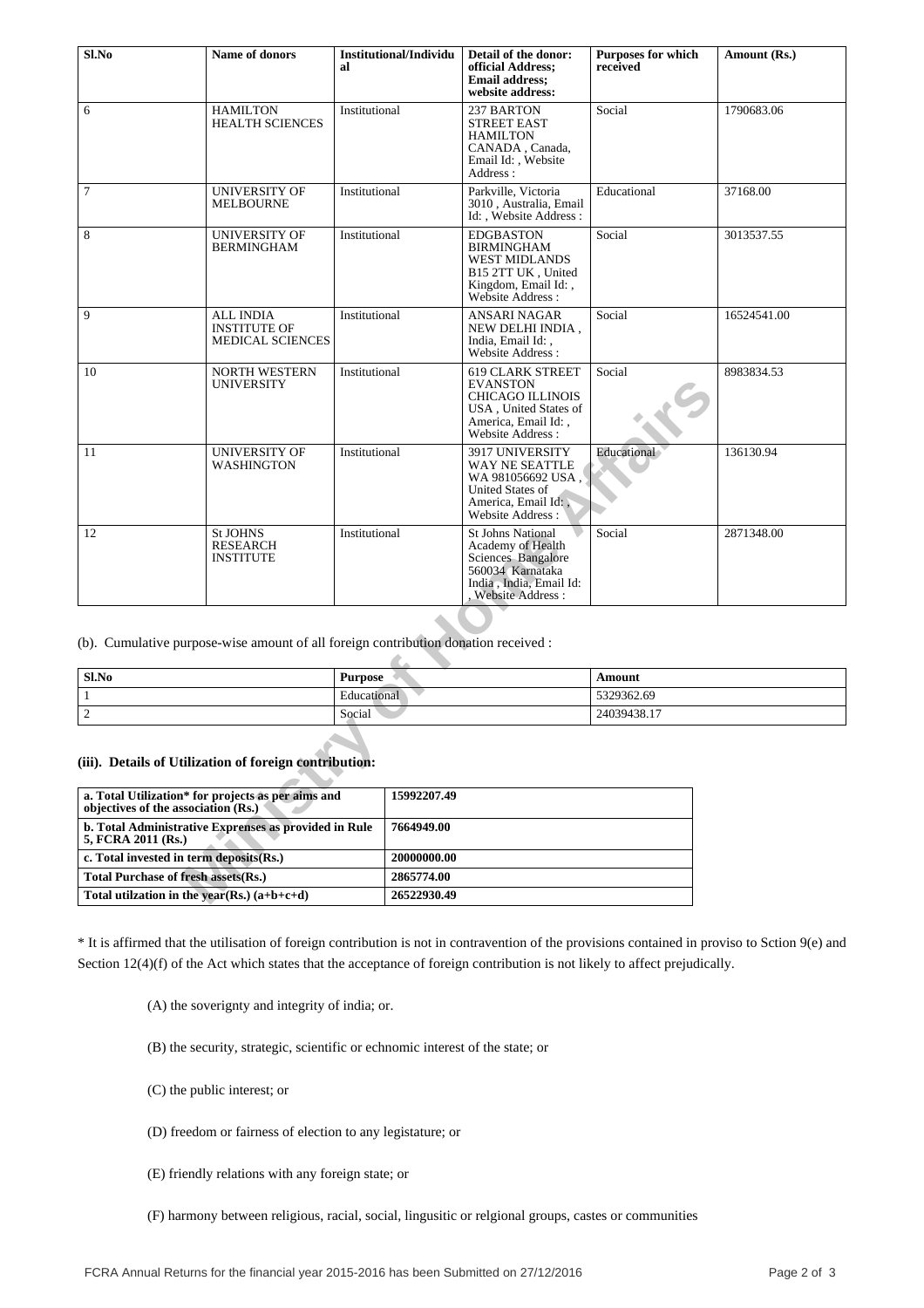| Sl.No | Name of donors | Institutional/Individual | Detail of the donor: official Address; Email address; website address: | Purposes for which received | Amount (Rs.) |
|---|---|---|---|---|---|
| 6 | HAMILTON HEALTH SCIENCES | Institutional | 237 BARTON STREET EAST HAMILTON CANADA , Canada, Email Id: , Website Address : | Social | 1790683.06 |
| 7 | UNIVERSITY OF MELBOURNE | Institutional | Parkville, Victoria 3010 , Australia, Email Id: , Website Address : | Educational | 37168.00 |
| 8 | UNIVERSITY OF BERMINGHAM | Institutional | EDGBASTON BIRMINGHAM WEST MIDLANDS B15 2TT UK , United Kingdom, Email Id: , Website Address : | Social | 3013537.55 |
| 9 | ALL INDIA INSTITUTE OF MEDICAL SCIENCES | Institutional | ANSARI NAGAR NEW DELHI INDIA , India, Email Id: , Website Address : | Social | 16524541.00 |
| 10 | NORTH WESTERN UNIVERSITY | Institutional | 619 CLARK STREET EVANSTON CHICAGO ILLINOIS USA , United States of America, Email Id: , Website Address : | Social | 8983834.53 |
| 11 | UNIVERSITY OF WASHINGTON | Institutional | 3917 UNIVERSITY WAY NE SEATTLE WA 981056692 USA , United States of America, Email Id: , Website Address : | Educational | 136130.94 |
| 12 | St JOHNS RESEARCH INSTITUTE | Institutional | St Johns National Academy of Health Sciences Bangalore 560034 Karnataka India , India, Email Id: , Website Address : | Social | 2871348.00 |

(b). Cumulative purpose-wise amount of all foreign contribution donation received :

| Sl.No | Purpose | Amount |
|---|---|---|
| 1 | Educational | 5329362.69 |
| 2 | Social | 24039438.17 |

**(iii). Details of Utilization of foreign contribution:**

| | |
|---|---|
| **a. Total Utilization* for projects as per aims and objectives of the association (Rs.)** | **15992207.49** |
| **b. Total Administrative Exprenses as provided in Rule 5, FCRA 2011 (Rs.)** | **7664949.00** |
| **c. Total invested in term deposits(Rs.)** | **20000000.00** |
| **Total Purchase of fresh assets(Rs.)** | **2865774.00** |
| **Total utilzation in the year(Rs.) (a+b+c+d)** | **26522930.49** |

* It is affirmed that the utilisation of foreign contribution is not in contravention of the provisions contained in proviso to Sction 9(e) and Section 12(4)(f) of the Act which states that the acceptance of foreign contribution is not likely to affect prejudically.

(A) the soverignty and integrity of india; or.

(B) the security, strategic, scientific or echnomic interest of the state; or

(C) the public interest; or

(D) freedom or fairness of election to any legistature; or

(E) friendly relations with any foreign state; or

(F) harmony between religious, racial, social, lingusitic or relgional groups, castes or communities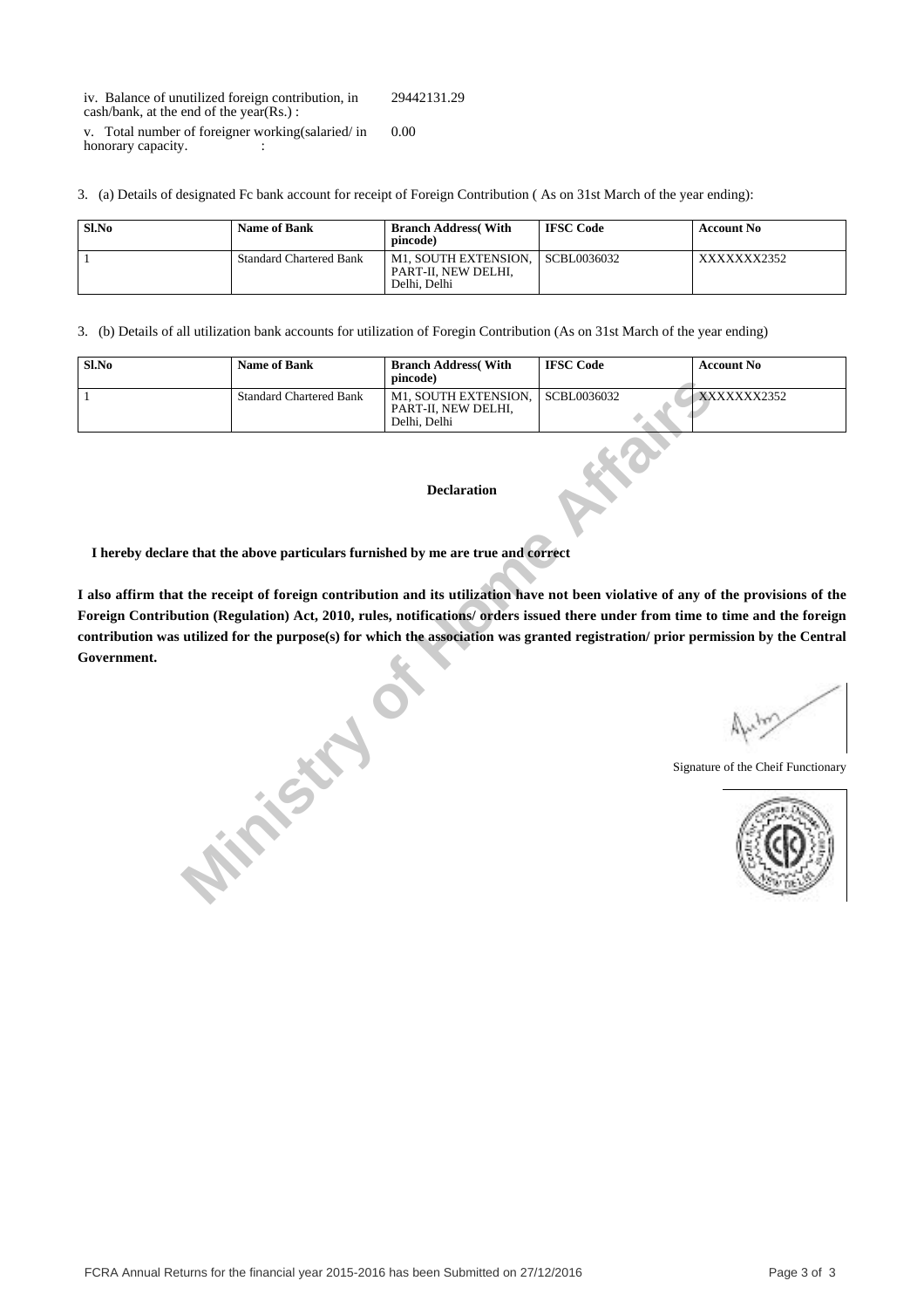iv. Balance of unutilized foreign contribution, in cash/bank, at the end of the year(Rs.) : 29442131.29

v. Total number of foreigner working(salaried/ in honorary capacity. : 0.00

3. (a) Details of designated Fc bank account for receipt of Foreign Contribution ( As on 31st March of the year ending):

| Sl.No | Name of Bank | Branch Address( With pincode) | IFSC Code | Account No |
|---|---|---|---|---|
| 1 | Standard Chartered Bank | M1, SOUTH EXTENSION, PART-II, NEW DELHI, Delhi, Delhi | SCBL0036032 | XXXXXXX2352 |

3. (b) Details of all utilization bank accounts for utilization of Foregin Contribution (As on 31st March of the year ending)

| Sl.No | Name of Bank | Branch Address( With pincode) | IFSC Code | Account No |
|---|---|---|---|---|
| 1 | Standard Chartered Bank | M1, SOUTH EXTENSION, PART-II, NEW DELHI, Delhi, Delhi | SCBL0036032 | XXXXXXX2352 |

**Declaration**

**I hereby declare that the above particulars furnished by me are true and correct**

**I also affirm that the receipt of foreign contribution and its utilization have not been violative of any of the provisions of the Foreign Contribution (Regulation) Act, 2010, rules, notifications/ orders issued there under from time to time and the foreign contribution was utilized for the purpose(s) for which the association was granted registration/ prior permission by the Central Government.**

Signature of the Cheif Functionary

FCRA Annual Returns for the financial year 2015-2016 has been Submitted on 27/12/2016